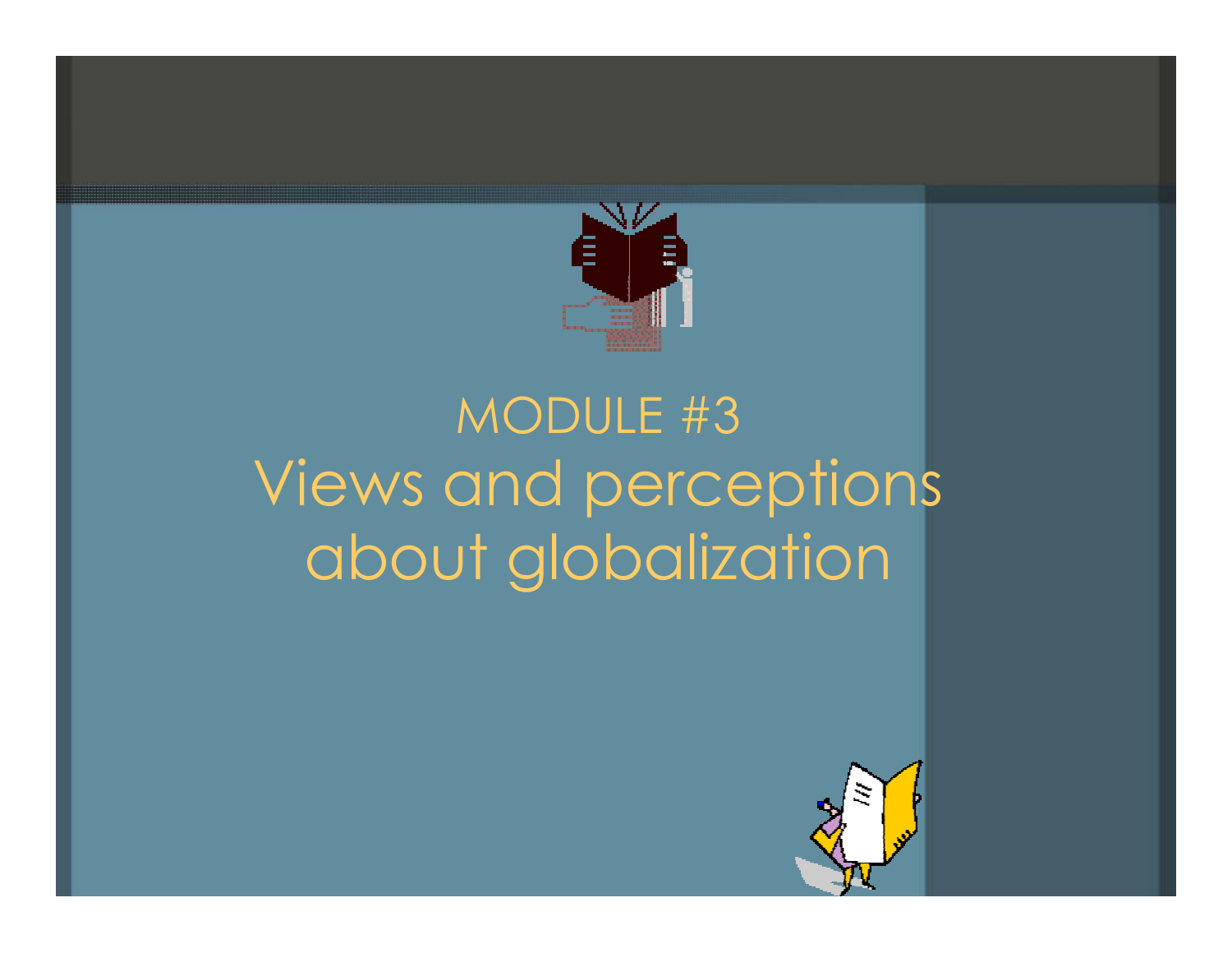# MODULE #3

# Views and perceptions about globalization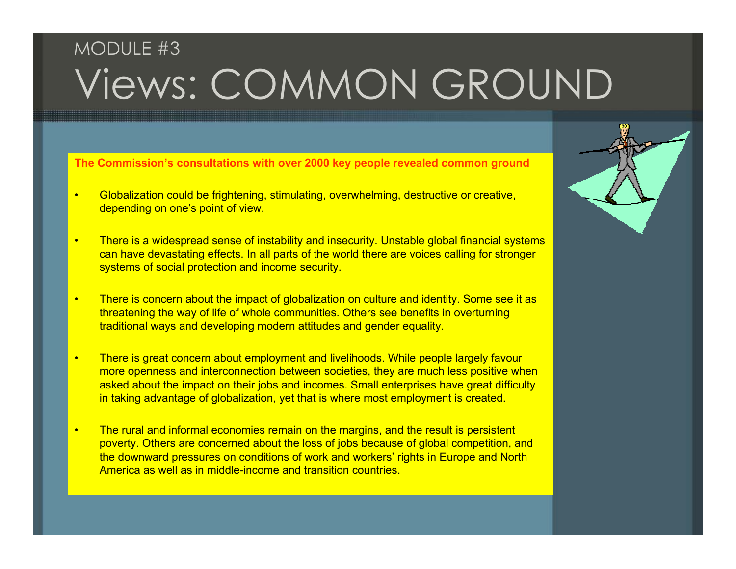MODULE #3

# Views: COMMON GROUND

**The Commission's consultations with over 2000 key people revealed common ground**

- Globalization could be frightening, stimulating, overwhelming, destructive or creative, depending on one's point of view.
- There is a widespread sense of instability and insecurity. Unstable global financial systems can have devastating effects. In all parts of the world there are voices calling for stronger systems of social protection and income security.
- There is concern about the impact of globalization on culture and identity. Some see it as threatening the way of life of whole communities. Others see benefits in overturning traditional ways and developing modern attitudes and gender equality.
- There is great concern about employment and livelihoods. While people largely favour more openness and interconnection between societies, they are much less positive when asked about the impact on their jobs and incomes. Small enterprises have great difficulty in taking advantage of globalization, yet that is where most employment is created.
- The rural and informal economies remain on the margins, and the result is persistent poverty. Others are concerned about the loss of jobs because of global competition, and the downward pressures on conditions of work and workers' rights in Europe and North America as well as in middle-income and transition countries.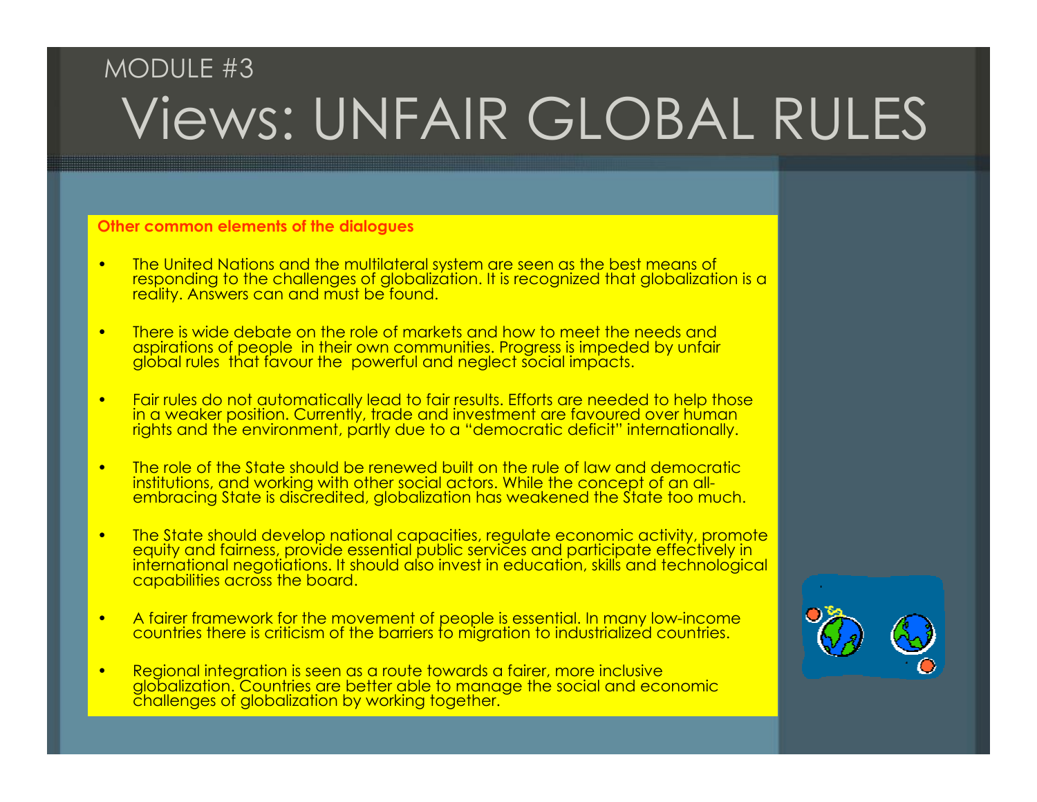MODULE #3

# Views: UNFAIR GLOBAL RULES

**Other common elements of the dialogues**

- The United Nations and the multilateral system are seen as the best means of responding to the challenges of globalization. It is recognized that globalization is a reality. Answers can and must be found.
- There is wide debate on the role of markets and how to meet the needs and aspirations of people in their own communities. Progress is impeded by unfair global rules that favour the powerful and neglect social impacts.
- Fair rules do not automatically lead to fair results. Efforts are needed to help those in a weaker position. Currently, trade and investment are favoured over human rights and the environment, partly due to a "democratic deficit" internationally.
- The role of the State should be renewed built on the rule of law and democratic institutions, and working with other social actors. While the concept of an all-embracing State is discredited, globalization has weakened the State too much.
- The State should develop national capacities, regulate economic activity, promote equity and fairness, provide essential public services and participate effectively in international negotiations. It should also invest in education, skills and technological capabilities across the board.
- A fairer framework for the movement of people is essential. In many low-income countries there is criticism of the barriers to migration to industrialized countries.
- Regional integration is seen as a route towards a fairer, more inclusive globalization. Countries are better able to manage the social and economic challenges of globalization by working together.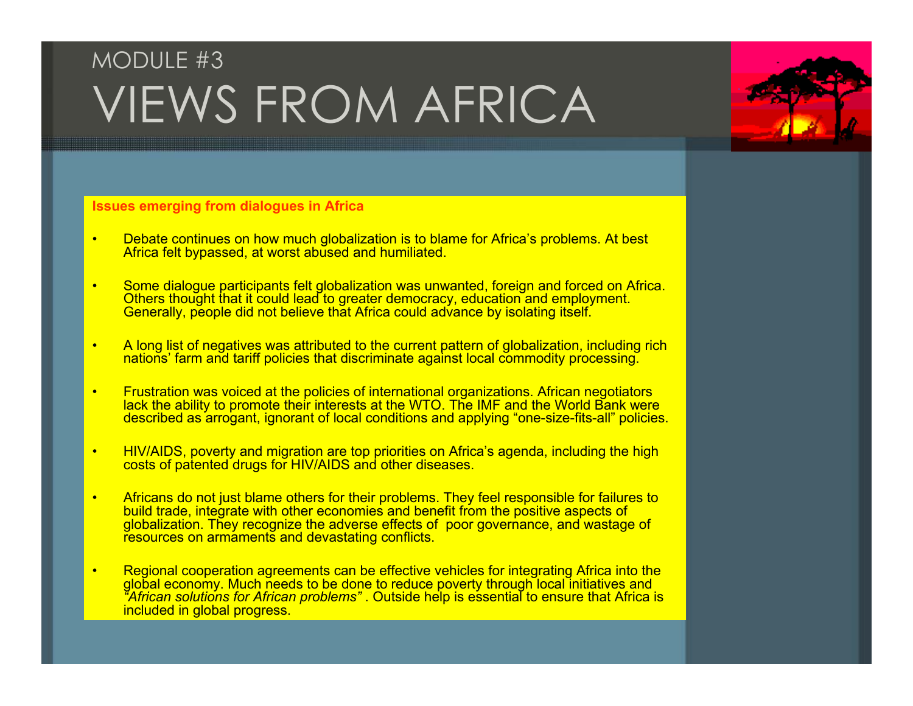# MODULE #3
# VIEWS FROM AFRICA

**Issues emerging from dialogues in Africa**

- Debate continues on how much globalization is to blame for Africa's problems. At best Africa felt bypassed, at worst abused and humiliated.
- Some dialogue participants felt globalization was unwanted, foreign and forced on Africa. Others thought that it could lead to greater democracy, education and employment. Generally, people did not believe that Africa could advance by isolating itself.
- A long list of negatives was attributed to the current pattern of globalization, including rich nations' farm and tariff policies that discriminate against local commodity processing.
- Frustration was voiced at the policies of international organizations. African negotiators lack the ability to promote their interests at the WTO. The IMF and the World Bank were described as arrogant, ignorant of local conditions and applying "one-size-fits-all" policies.
- HIV/AIDS, poverty and migration are top priorities on Africa's agenda, including the high costs of patented drugs for HIV/AIDS and other diseases.
- Africans do not just blame others for their problems. They feel responsible for failures to build trade, integrate with other economies and benefit from the positive aspects of globalization. They recognize the adverse effects of poor governance, and wastage of resources on armaments and devastating conflicts.
- Regional cooperation agreements can be effective vehicles for integrating Africa into the global economy. Much needs to be done to reduce poverty through local initiatives and *"African solutions for African problems"* . Outside help is essential to ensure that Africa is included in global progress.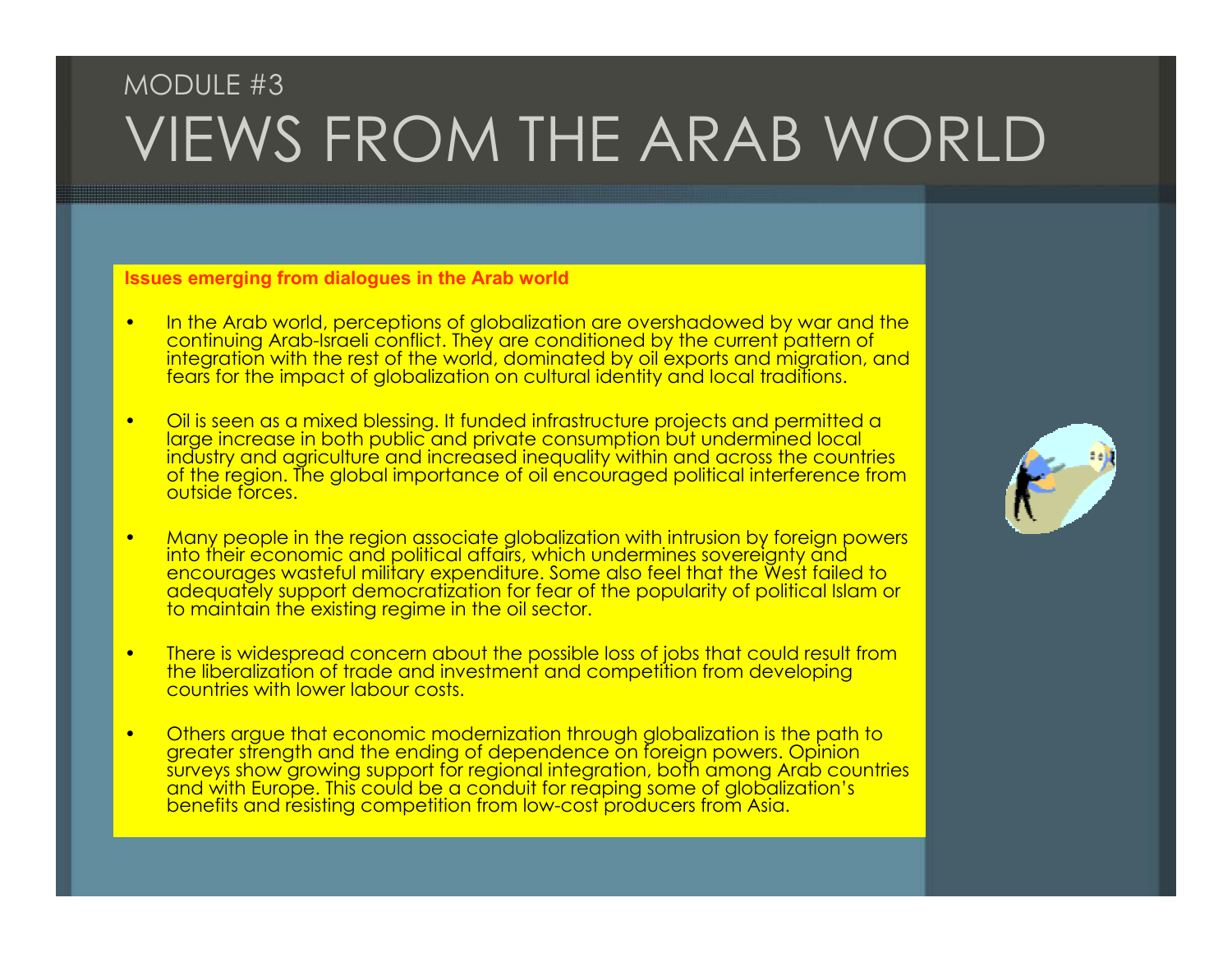MODULE #3

# VIEWS FROM THE ARAB WORLD

**Issues emerging from dialogues in the Arab world**

- In the Arab world, perceptions of globalization are overshadowed by war and the continuing Arab-Israeli conflict. They are conditioned by the current pattern of integration with the rest of the world, dominated by oil exports and migration, and fears for the impact of globalization on cultural identity and local traditions.

- Oil is seen as a mixed blessing. It funded infrastructure projects and permitted a large increase in both public and private consumption but undermined local industry and agriculture and increased inequality within and across the countries of the region. The global importance of oil encouraged political interference from outside forces.

- Many people in the region associate globalization with intrusion by foreign powers into their economic and political affairs, which undermines sovereignty and encourages wasteful military expenditure. Some also feel that the West failed to adequately support democratization for fear of the popularity of political Islam or to maintain the existing regime in the oil sector.

- There is widespread concern about the possible loss of jobs that could result from the liberalization of trade and investment and competition from developing countries with lower labour costs.

- Others argue that economic modernization through globalization is the path to greater strength and the ending of dependence on foreign powers. Opinion surveys show growing support for regional integration, both among Arab countries and with Europe. This could be a conduit for reaping some of globalization's benefits and resisting competition from low-cost producers from Asia.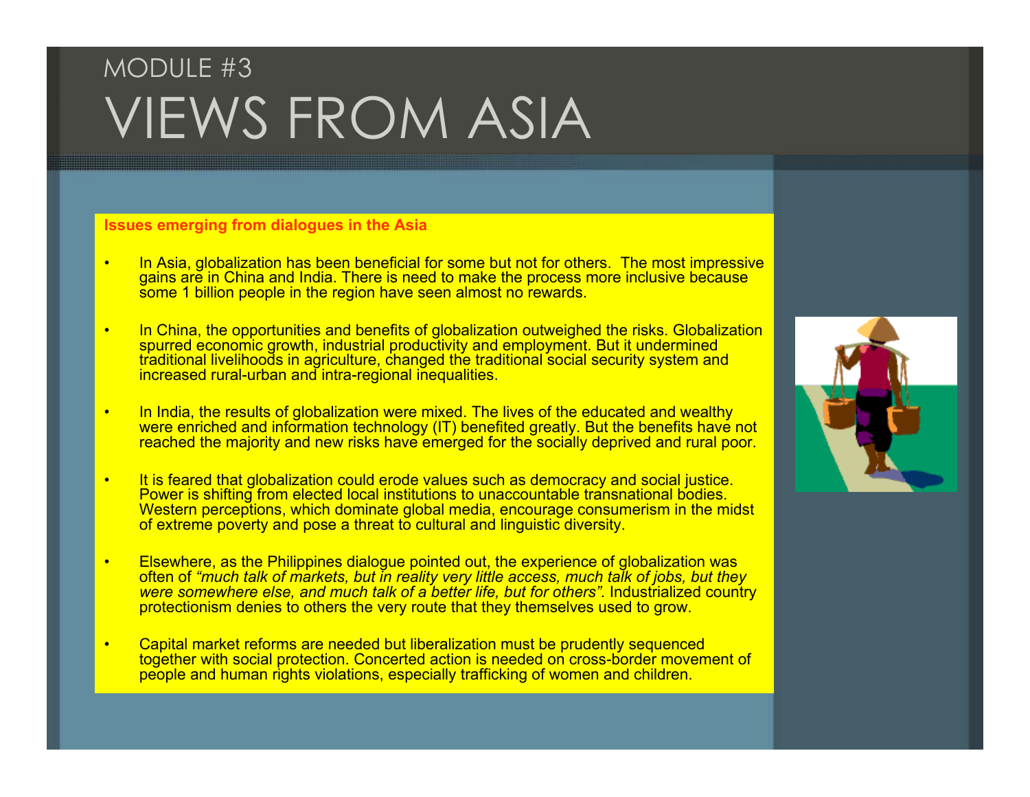# MODULE #3

# VIEWS FROM ASIA

**Issues emerging from dialogues in the Asia**

- In Asia, globalization has been beneficial for some but not for others. The most impressive gains are in China and India. There is need to make the process more inclusive because some 1 billion people in the region have seen almost no rewards.

- In China, the opportunities and benefits of globalization outweighed the risks. Globalization spurred economic growth, industrial productivity and employment. But it undermined traditional livelihoods in agriculture, changed the traditional social security system and increased rural-urban and intra-regional inequalities.

- In India, the results of globalization were mixed. The lives of the educated and wealthy were enriched and information technology (IT) benefited greatly. But the benefits have not reached the majority and new risks have emerged for the socially deprived and rural poor.

- It is feared that globalization could erode values such as democracy and social justice. Power is shifting from elected local institutions to unaccountable transnational bodies. Western perceptions, which dominate global media, encourage consumerism in the midst of extreme poverty and pose a threat to cultural and linguistic diversity.

- Elsewhere, as the Philippines dialogue pointed out, the experience of globalization was often of *"much talk of markets, but in reality very little access, much talk of jobs, but they were somewhere else, and much talk of a better life, but for others"*. Industrialized country protectionism denies to others the very route that they themselves used to grow.

- Capital market reforms are needed but liberalization must be prudently sequenced together with social protection. Concerted action is needed on cross-border movement of people and human rights violations, especially trafficking of women and children.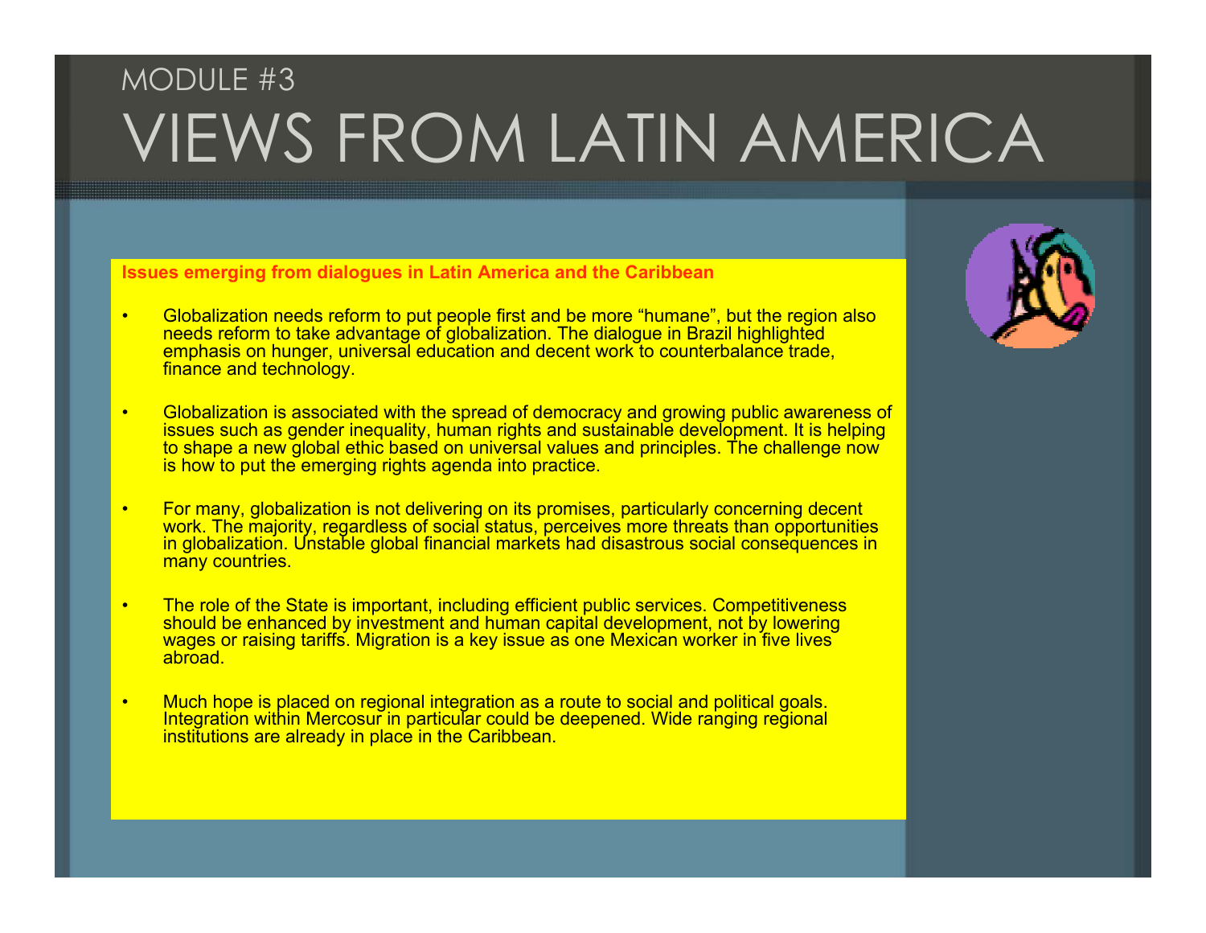MODULE #3

# VIEWS FROM LATIN AMERICA

**Issues emerging from dialogues in Latin America and the Caribbean**

- Globalization needs reform to put people first and be more "humane", but the region also needs reform to take advantage of globalization. The dialogue in Brazil highlighted emphasis on hunger, universal education and decent work to counterbalance trade, finance and technology.

- Globalization is associated with the spread of democracy and growing public awareness of issues such as gender inequality, human rights and sustainable development. It is helping to shape a new global ethic based on universal values and principles. The challenge now is how to put the emerging rights agenda into practice.

- For many, globalization is not delivering on its promises, particularly concerning decent work. The majority, regardless of social status, perceives more threats than opportunities in globalization. Unstable global financial markets had disastrous social consequences in many countries.

- The role of the State is important, including efficient public services. Competitiveness should be enhanced by investment and human capital development, not by lowering wages or raising tariffs. Migration is a key issue as one Mexican worker in five lives abroad.

- Much hope is placed on regional integration as a route to social and political goals. Integration within Mercosur in particular could be deepened. Wide ranging regional institutions are already in place in the Caribbean.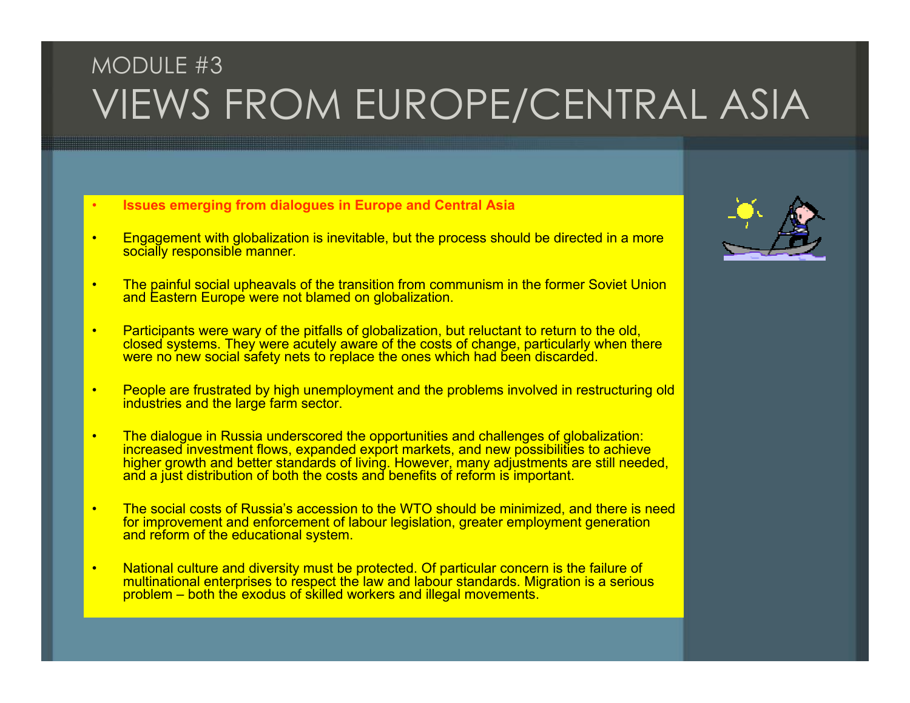MODULE #3

# VIEWS FROM EUROPE/CENTRAL ASIA

- **Issues emerging from dialogues in Europe and Central Asia**
- Engagement with globalization is inevitable, but the process should be directed in a more socially responsible manner.
- The painful social upheavals of the transition from communism in the former Soviet Union and Eastern Europe were not blamed on globalization.
- Participants were wary of the pitfalls of globalization, but reluctant to return to the old, closed systems. They were acutely aware of the costs of change, particularly when there were no new social safety nets to replace the ones which had been discarded.
- People are frustrated by high unemployment and the problems involved in restructuring old industries and the large farm sector.
- The dialogue in Russia underscored the opportunities and challenges of globalization: increased investment flows, expanded export markets, and new possibilities to achieve higher growth and better standards of living. However, many adjustments are still needed, and a just distribution of both the costs and benefits of reform is important.
- The social costs of Russia's accession to the WTO should be minimized, and there is need for improvement and enforcement of labour legislation, greater employment generation and reform of the educational system.
- National culture and diversity must be protected. Of particular concern is the failure of multinational enterprises to respect the law and labour standards. Migration is a serious problem – both the exodus of skilled workers and illegal movements.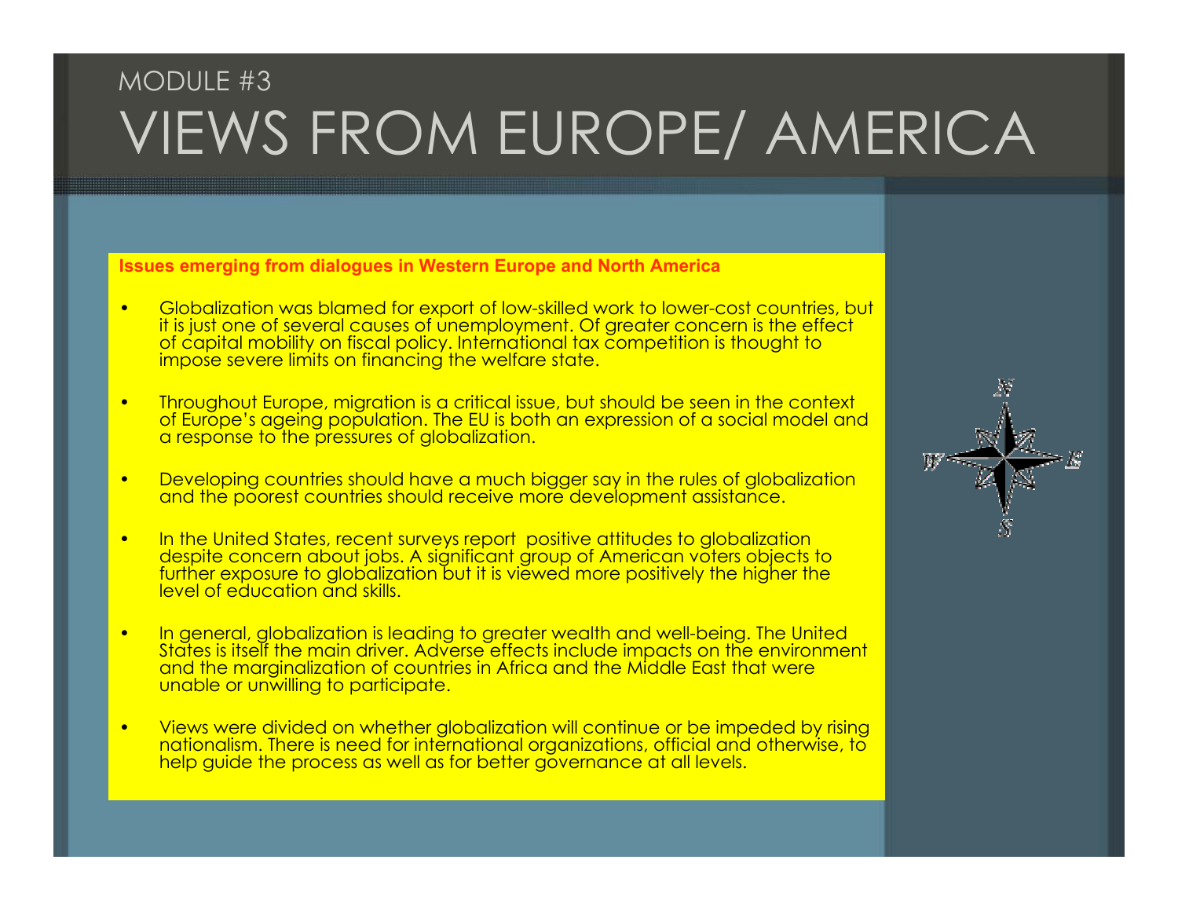MODULE #3

# VIEWS FROM EUROPE/ AMERICA

**Issues emerging from dialogues in Western Europe and North America**

- Globalization was blamed for export of low-skilled work to lower-cost countries, but it is just one of several causes of unemployment. Of greater concern is the effect of capital mobility on fiscal policy. International tax competition is thought to impose severe limits on financing the welfare state.
- Throughout Europe, migration is a critical issue, but should be seen in the context of Europe's ageing population. The EU is both an expression of a social model and a response to the pressures of globalization.
- Developing countries should have a much bigger say in the rules of globalization and the poorest countries should receive more development assistance.
- In the United States, recent surveys report positive attitudes to globalization despite concern about jobs. A significant group of American voters objects to further exposure to globalization but it is viewed more positively the higher the level of education and skills.
- In general, globalization is leading to greater wealth and well-being. The United States is itself the main driver. Adverse effects include impacts on the environment and the marginalization of countries in Africa and the Middle East that were unable or unwilling to participate.
- Views were divided on whether globalization will continue or be impeded by rising nationalism. There is need for international organizations, official and otherwise, to help guide the process as well as for better governance at all levels.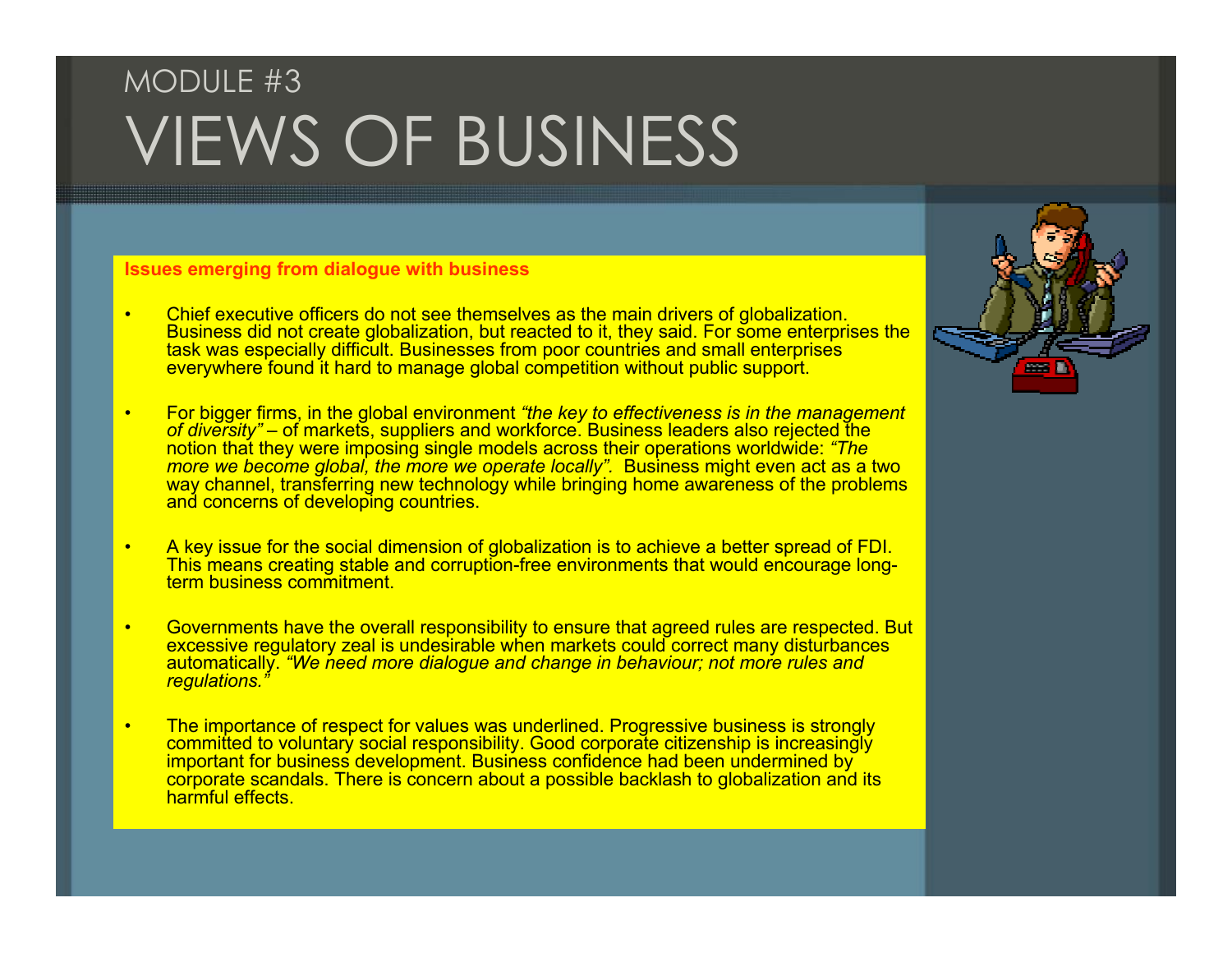# MODULE #3
# VIEWS OF BUSINESS

**Issues emerging from dialogue with business**

- Chief executive officers do not see themselves as the main drivers of globalization. Business did not create globalization, but reacted to it, they said. For some enterprises the task was especially difficult. Businesses from poor countries and small enterprises everywhere found it hard to manage global competition without public support.

- For bigger firms, in the global environment *"the key to effectiveness is in the management of diversity"* – of markets, suppliers and workforce. Business leaders also rejected the notion that they were imposing single models across their operations worldwide: *"The more we become global, the more we operate locally".* Business might even act as a two way channel, transferring new technology while bringing home awareness of the problems and concerns of developing countries.

- A key issue for the social dimension of globalization is to achieve a better spread of FDI. This means creating stable and corruption-free environments that would encourage long-term business commitment.

- Governments have the overall responsibility to ensure that agreed rules are respected. But excessive regulatory zeal is undesirable when markets could correct many disturbances automatically. *"We need more dialogue and change in behaviour; not more rules and regulations."*

- The importance of respect for values was underlined. Progressive business is strongly committed to voluntary social responsibility. Good corporate citizenship is increasingly important for business development. Business confidence had been undermined by corporate scandals. There is concern about a possible backlash to globalization and its harmful effects.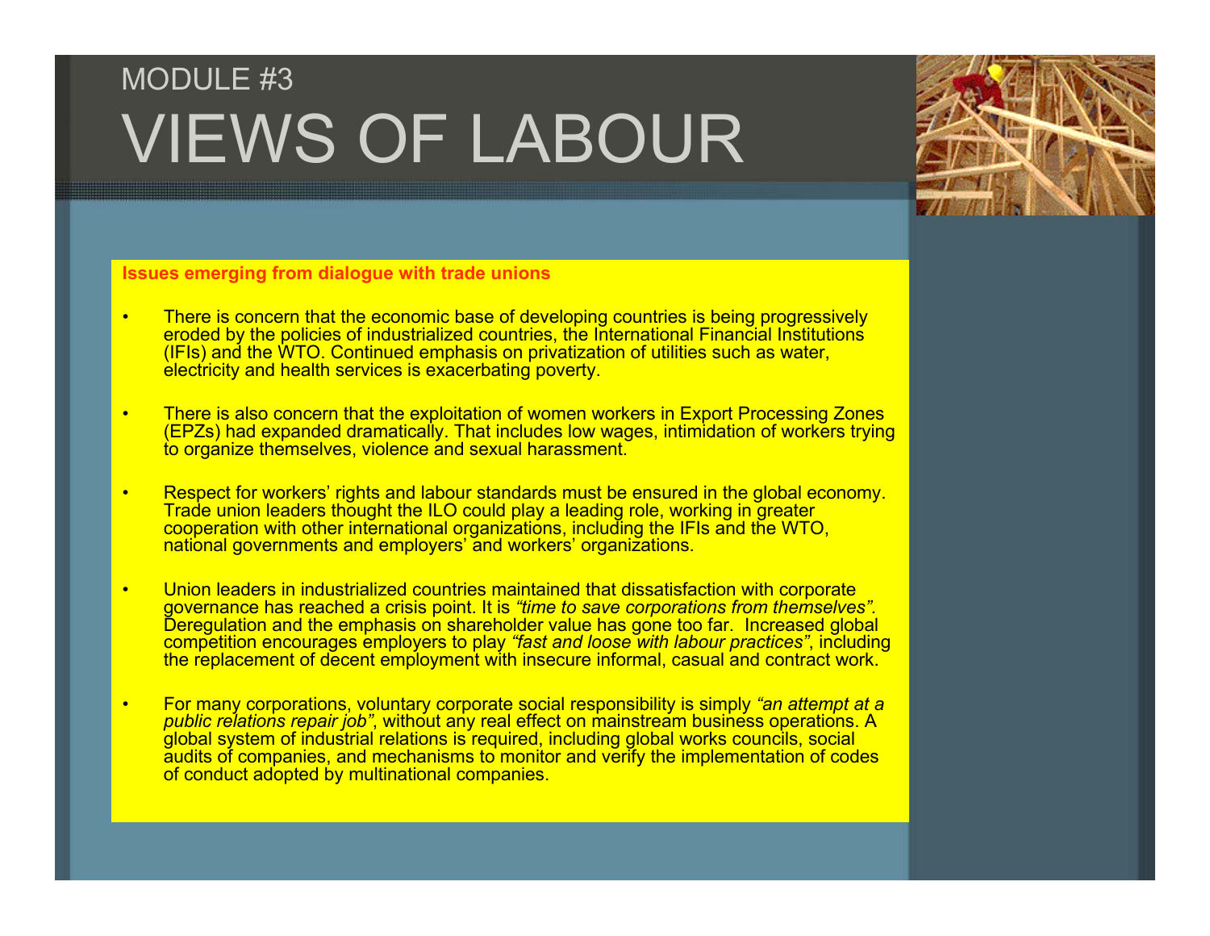MODULE #3

# VIEWS OF LABOUR

**Issues emerging from dialogue with trade unions**

- There is concern that the economic base of developing countries is being progressively eroded by the policies of industrialized countries, the International Financial Institutions (IFIs) and the WTO. Continued emphasis on privatization of utilities such as water, electricity and health services is exacerbating poverty.

- There is also concern that the exploitation of women workers in Export Processing Zones (EPZs) had expanded dramatically. That includes low wages, intimidation of workers trying to organize themselves, violence and sexual harassment.

- Respect for workers' rights and labour standards must be ensured in the global economy. Trade union leaders thought the ILO could play a leading role, working in greater cooperation with other international organizations, including the IFIs and the WTO, national governments and employers' and workers' organizations.

- Union leaders in industrialized countries maintained that dissatisfaction with corporate governance has reached a crisis point. It is *"time to save corporations from themselves".* Deregulation and the emphasis on shareholder value has gone too far. Increased global competition encourages employers to play *"fast and loose with labour practices"*, including the replacement of decent employment with insecure informal, casual and contract work.

- For many corporations, voluntary corporate social responsibility is simply *"an attempt at a public relations repair job"*, without any real effect on mainstream business operations. A global system of industrial relations is required, including global works councils, social audits of companies, and mechanisms to monitor and verify the implementation of codes of conduct adopted by multinational companies.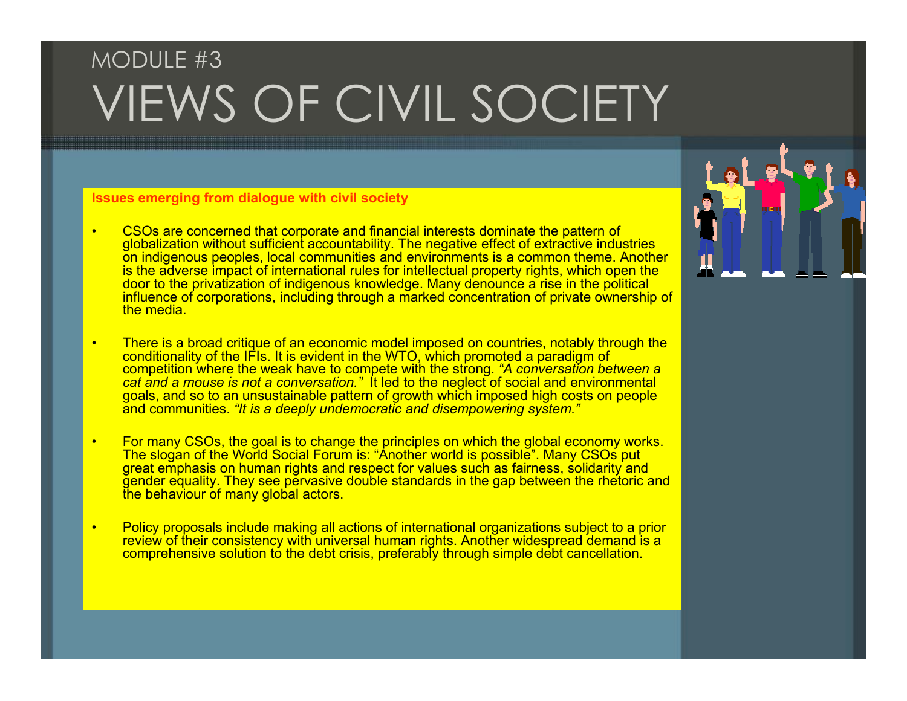MODULE #3

# VIEWS OF CIVIL SOCIETY

**Issues emerging from dialogue with civil society**

- CSOs are concerned that corporate and financial interests dominate the pattern of globalization without sufficient accountability. The negative effect of extractive industries on indigenous peoples, local communities and environments is a common theme. Another is the adverse impact of international rules for intellectual property rights, which open the door to the privatization of indigenous knowledge. Many denounce a rise in the political influence of corporations, including through a marked concentration of private ownership of the media.

- There is a broad critique of an economic model imposed on countries, notably through the conditionality of the IFIs. It is evident in the WTO, which promoted a paradigm of competition where the weak have to compete with the strong. *"A conversation between a cat and a mouse is not a conversation."* It led to the neglect of social and environmental goals, and so to an unsustainable pattern of growth which imposed high costs on people and communities. *"It is a deeply undemocratic and disempowering system."*

- For many CSOs, the goal is to change the principles on which the global economy works. The slogan of the World Social Forum is: "Another world is possible". Many CSOs put great emphasis on human rights and respect for values such as fairness, solidarity and gender equality. They see pervasive double standards in the gap between the rhetoric and the behaviour of many global actors.

- Policy proposals include making all actions of international organizations subject to a prior review of their consistency with universal human rights. Another widespread demand is a comprehensive solution to the debt crisis, preferably through simple debt cancellation.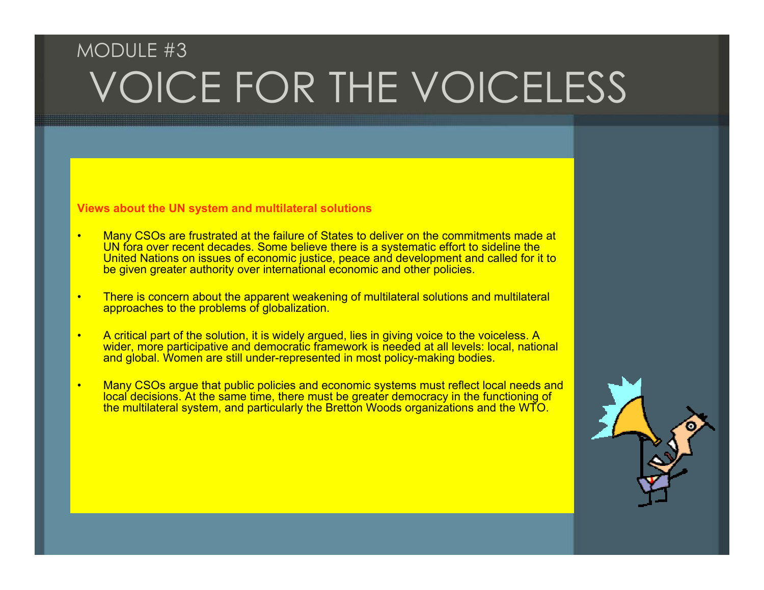MODULE #3

# VOICE FOR THE VOICELESS

**Views about the UN system and multilateral solutions**

- Many CSOs are frustrated at the failure of States to deliver on the commitments made at UN fora over recent decades. Some believe there is a systematic effort to sideline the United Nations on issues of economic justice, peace and development and called for it to be given greater authority over international economic and other policies.

- There is concern about the apparent weakening of multilateral solutions and multilateral approaches to the problems of globalization.

- A critical part of the solution, it is widely argued, lies in giving voice to the voiceless. A wider, more participative and democratic framework is needed at all levels: local, national and global. Women are still under-represented in most policy-making bodies.

- Many CSOs argue that public policies and economic systems must reflect local needs and local decisions. At the same time, there must be greater democracy in the functioning of the multilateral system, and particularly the Bretton Woods organizations and the WTO.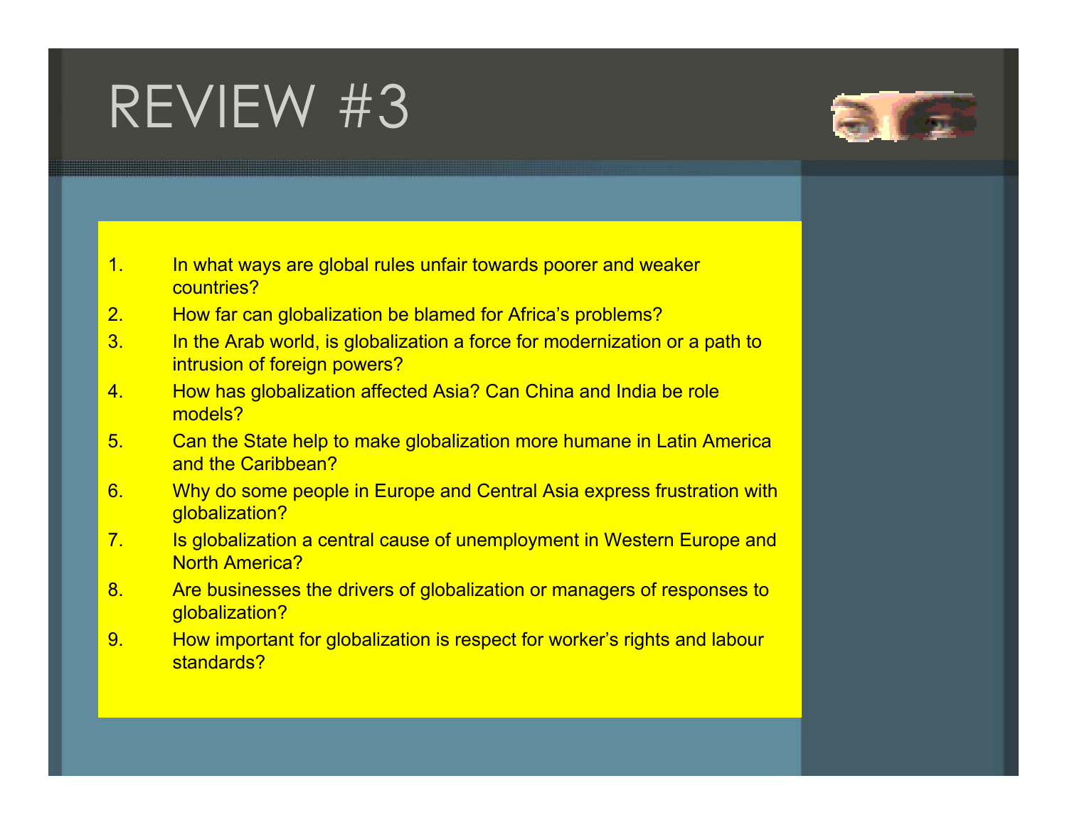# REVIEW #3

1. In what ways are global rules unfair towards poorer and weaker countries?
2. How far can globalization be blamed for Africa's problems?
3. In the Arab world, is globalization a force for modernization or a path to intrusion of foreign powers?
4. How has globalization affected Asia? Can China and India be role models?
5. Can the State help to make globalization more humane in Latin America and the Caribbean?
6. Why do some people in Europe and Central Asia express frustration with globalization?
7. Is globalization a central cause of unemployment in Western Europe and North America?
8. Are businesses the drivers of globalization or managers of responses to globalization?
9. How important for globalization is respect for worker's rights and labour standards?